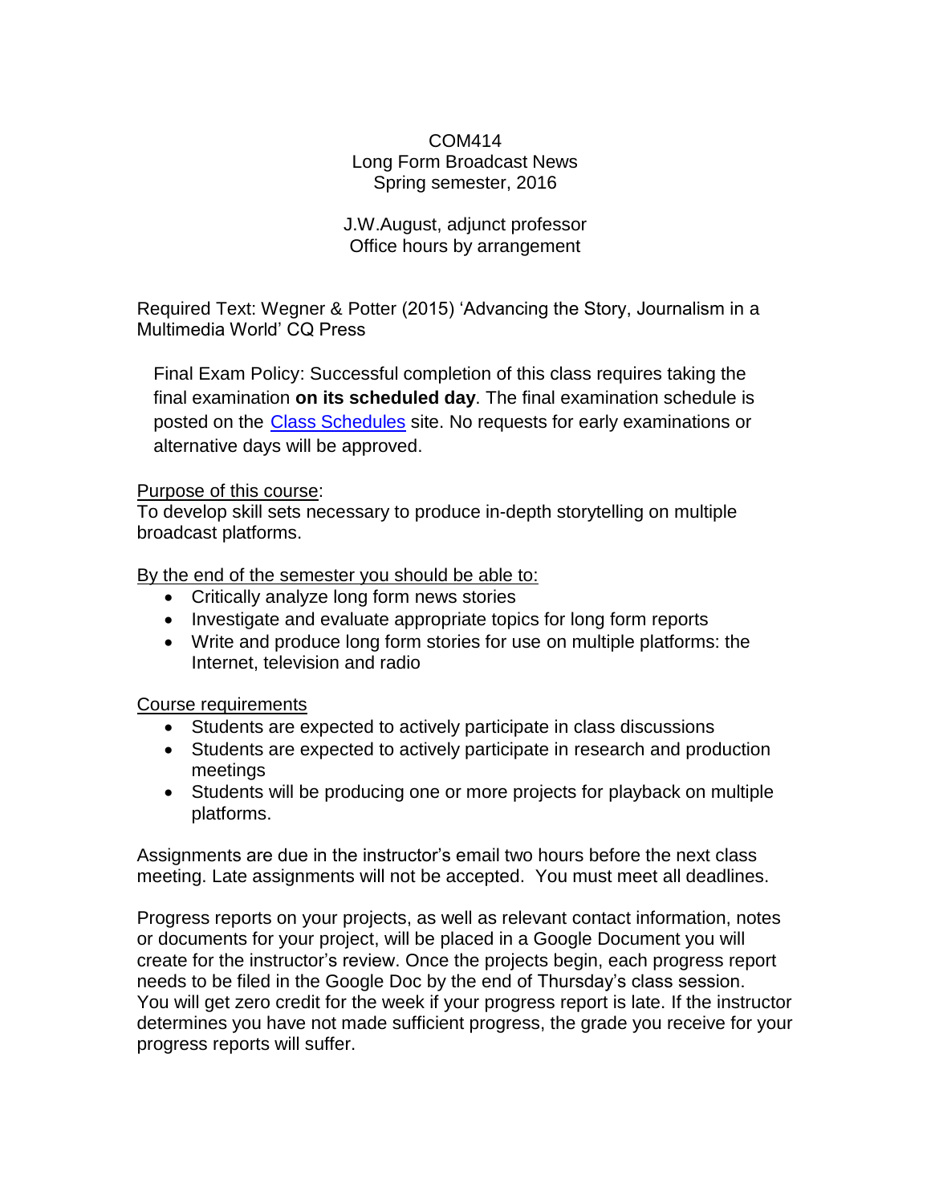COM414
Long Form Broadcast News
Spring semester, 2016

J.W.August, adjunct professor
Office hours by arrangement

Required Text: Wegner & Potter (2015) 'Advancing the Story, Journalism in a Multimedia World' CQ Press

Final Exam Policy: Successful completion of this class requires taking the final examination **on its scheduled day**. The final examination schedule is posted on the [Class Schedules] site. No requests for early examinations or alternative days will be approved.

Purpose of this course:
To develop skill sets necessary to produce in-depth storytelling on multiple broadcast platforms.

By the end of the semester you should be able to:

- Critically analyze long form news stories
- Investigate and evaluate appropriate topics for long form reports
- Write and produce long form stories for use on multiple platforms: the Internet, television and radio

Course requirements

- Students are expected to actively participate in class discussions
- Students are expected to actively participate in research and production meetings
- Students will be producing one or more projects for playback on multiple platforms.

Assignments are due in the instructor's email two hours before the next class meeting. Late assignments will not be accepted. You must meet all deadlines.

Progress reports on your projects, as well as relevant contact information, notes or documents for your project, will be placed in a Google Document you will create for the instructor's review. Once the projects begin, each progress report needs to be filed in the Google Doc by the end of Thursday's class session. You will get zero credit for the week if your progress report is late. If the instructor determines you have not made sufficient progress, the grade you receive for your progress reports will suffer.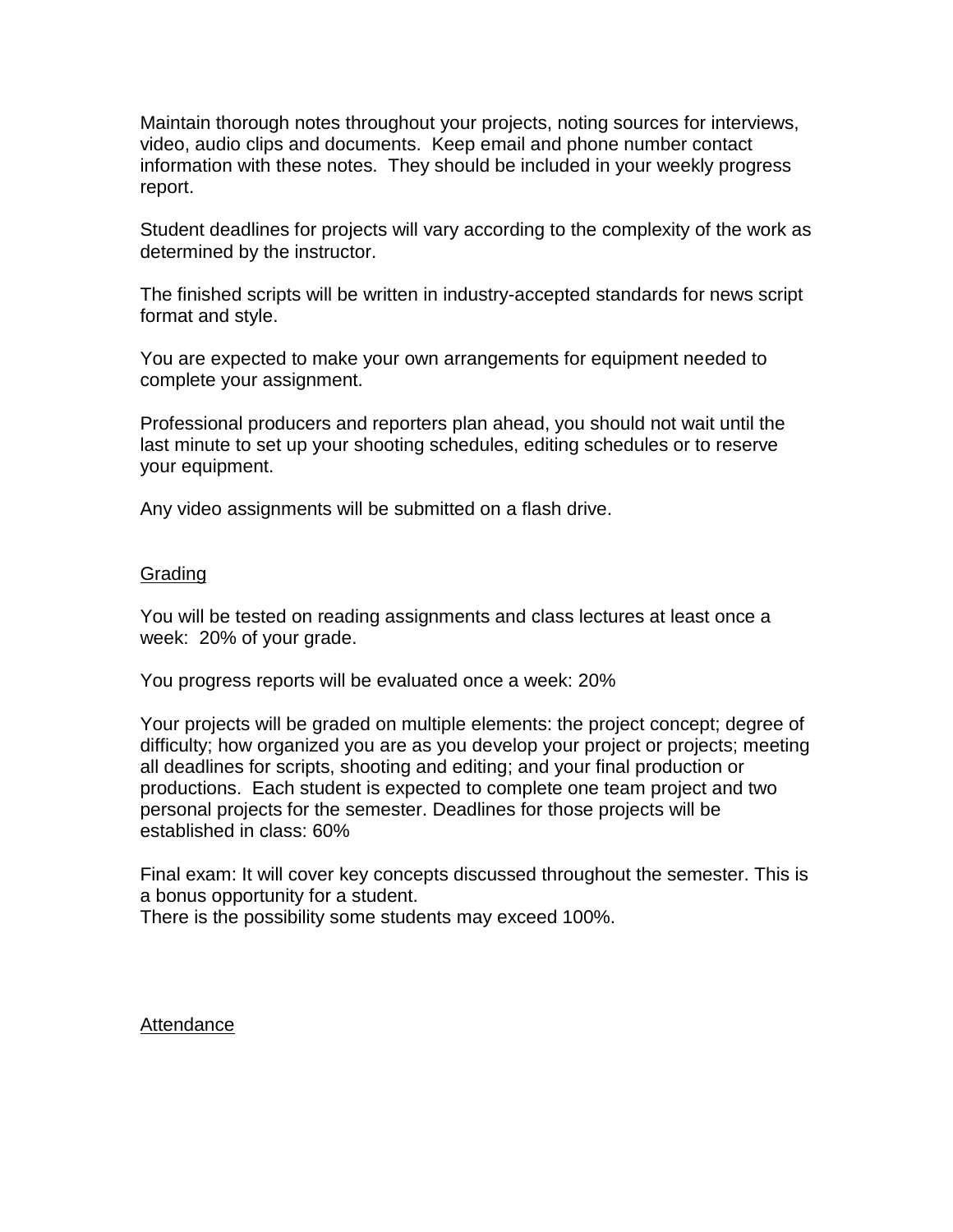Maintain thorough notes throughout your projects, noting sources for interviews, video, audio clips and documents. Keep email and phone number contact information with these notes. They should be included in your weekly progress report.

Student deadlines for projects will vary according to the complexity of the work as determined by the instructor.

The finished scripts will be written in industry-accepted standards for news script format and style.

You are expected to make your own arrangements for equipment needed to complete your assignment.

Professional producers and reporters plan ahead, you should not wait until the last minute to set up your shooting schedules, editing schedules or to reserve your equipment.

Any video assignments will be submitted on a flash drive.

## Grading

You will be tested on reading assignments and class lectures at least once a week: 20% of your grade.

You progress reports will be evaluated once a week: 20%

Your projects will be graded on multiple elements: the project concept; degree of difficulty; how organized you are as you develop your project or projects; meeting all deadlines for scripts, shooting and editing; and your final production or productions. Each student is expected to complete one team project and two personal projects for the semester. Deadlines for those projects will be established in class: 60%

Final exam: It will cover key concepts discussed throughout the semester. This is a bonus opportunity for a student.
There is the possibility some students may exceed 100%.

## Attendance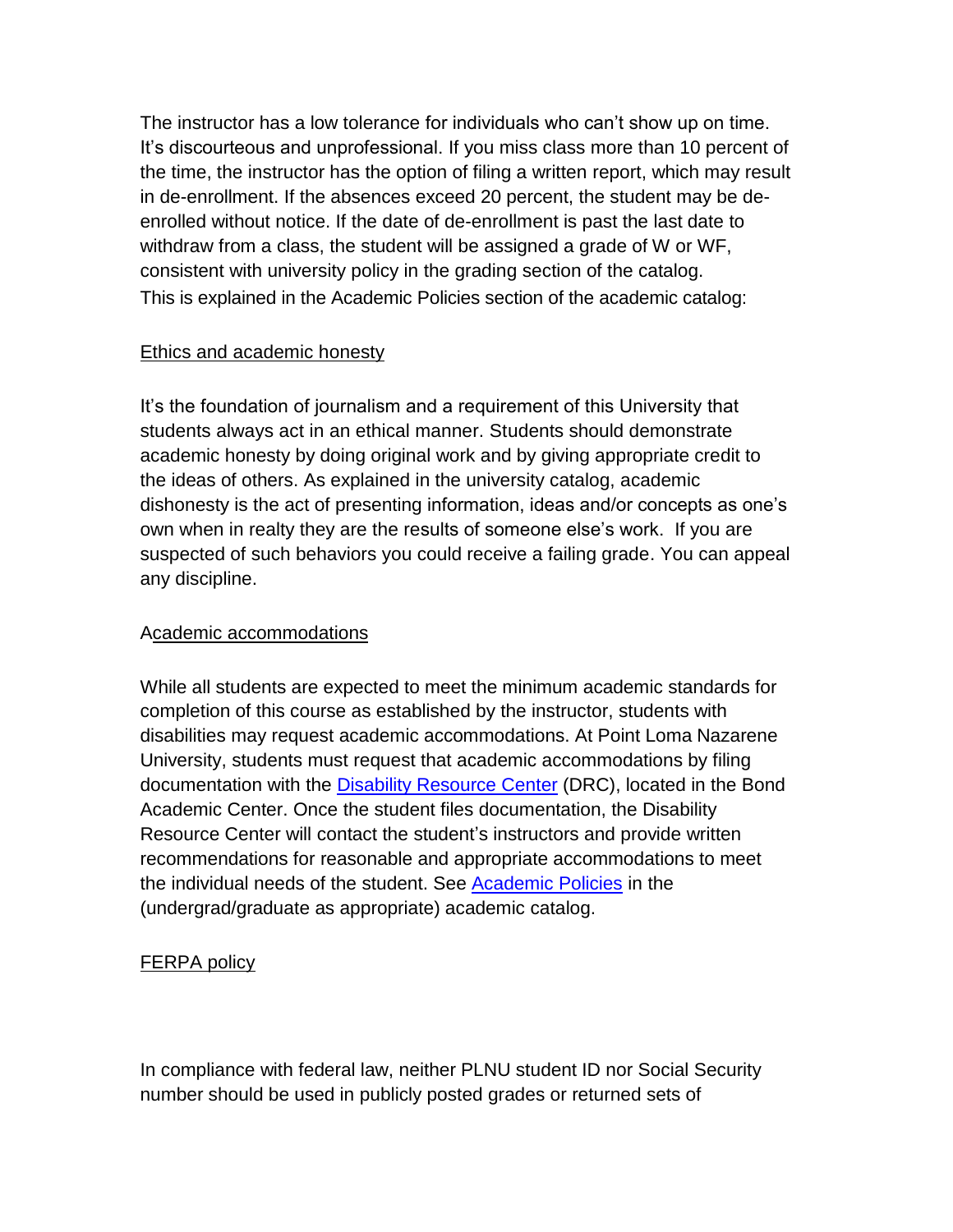The instructor has a low tolerance for individuals who can't show up on time. It's discourteous and unprofessional. If you miss class more than 10 percent of the time, the instructor has the option of filing a written report, which may result in de-enrollment. If the absences exceed 20 percent, the student may be de-enrolled without notice. If the date of de-enrollment is past the last date to withdraw from a class, the student will be assigned a grade of W or WF, consistent with university policy in the grading section of the catalog.
This is explained in the Academic Policies section of the academic catalog:

## Ethics and academic honesty

It's the foundation of journalism and a requirement of this University that students always act in an ethical manner. Students should demonstrate academic honesty by doing original work and by giving appropriate credit to the ideas of others. As explained in the university catalog, academic dishonesty is the act of presenting information, ideas and/or concepts as one's own when in realty they are the results of someone else's work. If you are suspected of such behaviors you could receive a failing grade. You can appeal any discipline.

## Academic accommodations

While all students are expected to meet the minimum academic standards for completion of this course as established by the instructor, students with disabilities may request academic accommodations. At Point Loma Nazarene University, students must request that academic accommodations by filing documentation with the Disability Resource Center (DRC), located in the Bond Academic Center. Once the student files documentation, the Disability Resource Center will contact the student's instructors and provide written recommendations for reasonable and appropriate accommodations to meet the individual needs of the student. See Academic Policies in the (undergrad/graduate as appropriate) academic catalog.

## FERPA policy

In compliance with federal law, neither PLNU student ID nor Social Security number should be used in publicly posted grades or returned sets of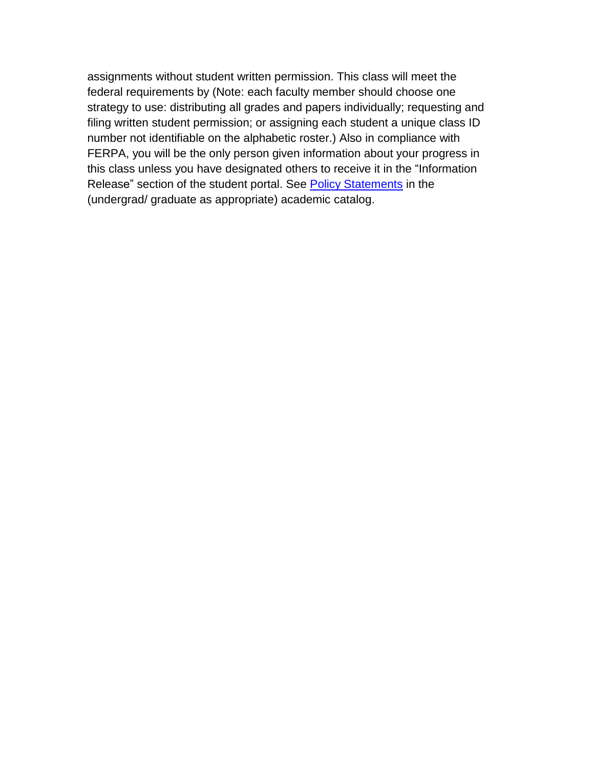assignments without student written permission. This class will meet the federal requirements by (Note: each faculty member should choose one strategy to use: distributing all grades and papers individually; requesting and filing written student permission; or assigning each student a unique class ID number not identifiable on the alphabetic roster.) Also in compliance with FERPA, you will be the only person given information about your progress in this class unless you have designated others to receive it in the "Information Release" section of the student portal. See Policy Statements in the (undergrad/ graduate as appropriate) academic catalog.